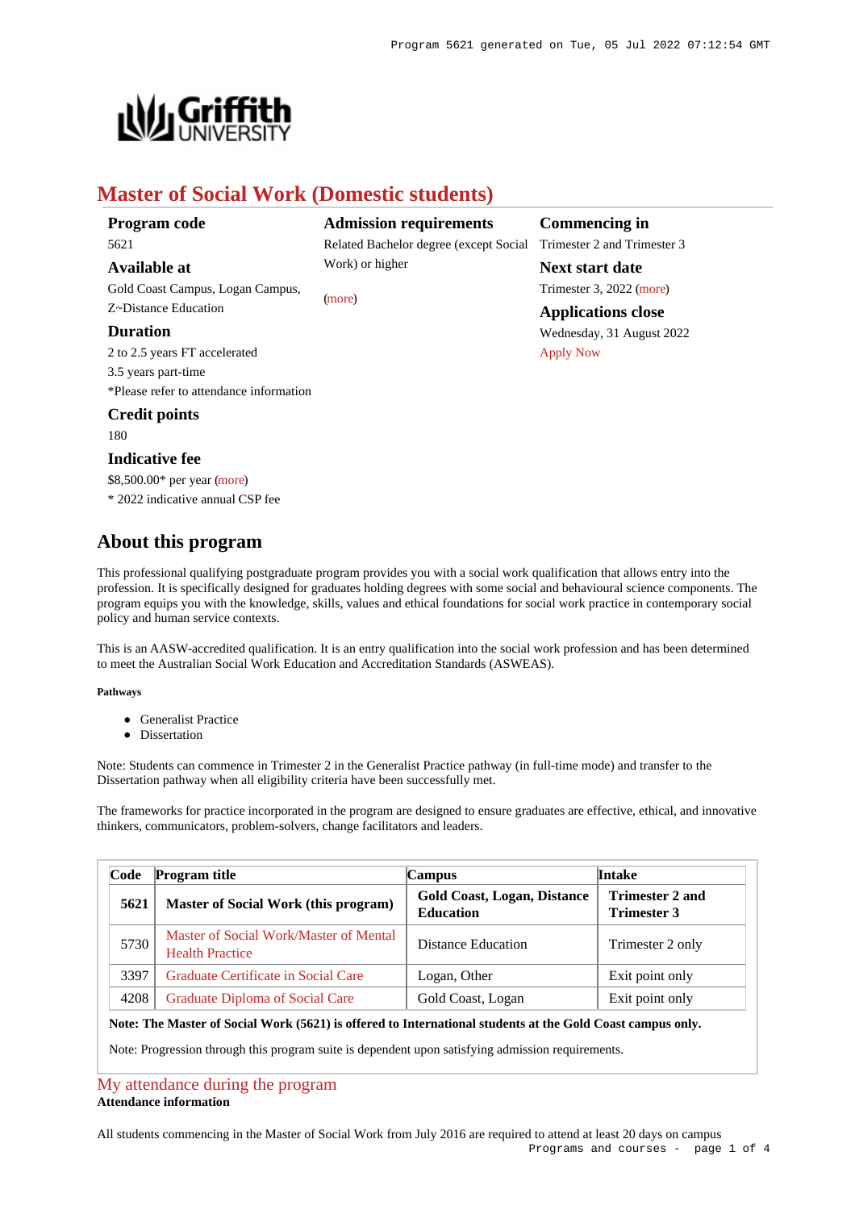# Master of Social Work (Domestic students)

### Program code

5621

### Available at

Gold Coast Campus, Logan Campus, Z~Distance Education

### Duration

2 to 2.5 years FT accelerated
3.5 years part-time
*Please refer to attendance information

### Credit points

180

### Indicative fee

$8,500.00* per year (more)
* 2022 indicative annual CSP fee

### Admission requirements

Related Bachelor degree (except Social Work) or higher

(more)

### Commencing in

Trimester 2 and Trimester 3

### Next start date

Trimester 3, 2022 (more)

### Applications close

Wednesday, 31 August 2022
Apply Now

## About this program

This professional qualifying postgraduate program provides you with a social work qualification that allows entry into the profession. It is specifically designed for graduates holding degrees with some social and behavioural science components. The program equips you with the knowledge, skills, values and ethical foundations for social work practice in contemporary social policy and human service contexts.

This is an AASW-accredited qualification. It is an entry qualification into the social work profession and has been determined to meet the Australian Social Work Education and Accreditation Standards (ASWEAS).

**Pathways**

- Generalist Practice
- Dissertation

Note: Students can commence in Trimester 2 in the Generalist Practice pathway (in full-time mode) and transfer to the Dissertation pathway when all eligibility criteria have been successfully met.

The frameworks for practice incorporated in the program are designed to ensure graduates are effective, ethical, and innovative thinkers, communicators, problem-solvers, change facilitators and leaders.

| Code | Program title | Campus | Intake |
|---|---|---|---|
| **5621** | **Master of Social Work (this program)** | **Gold Coast, Logan, Distance Education** | **Trimester 2 and Trimester 3** |
| 5730 | Master of Social Work/Master of Mental Health Practice | Distance Education | Trimester 2 only |
| 3397 | Graduate Certificate in Social Care | Logan, Other | Exit point only |
| 4208 | Graduate Diploma of Social Care | Gold Coast, Logan | Exit point only |

**Note: The Master of Social Work (5621) is offered to International students at the Gold Coast campus only.**

Note: Progression through this program suite is dependent upon satisfying admission requirements.

## My attendance during the program

**Attendance information**

All students commencing in the Master of Social Work from July 2016 are required to attend at least 20 days on campus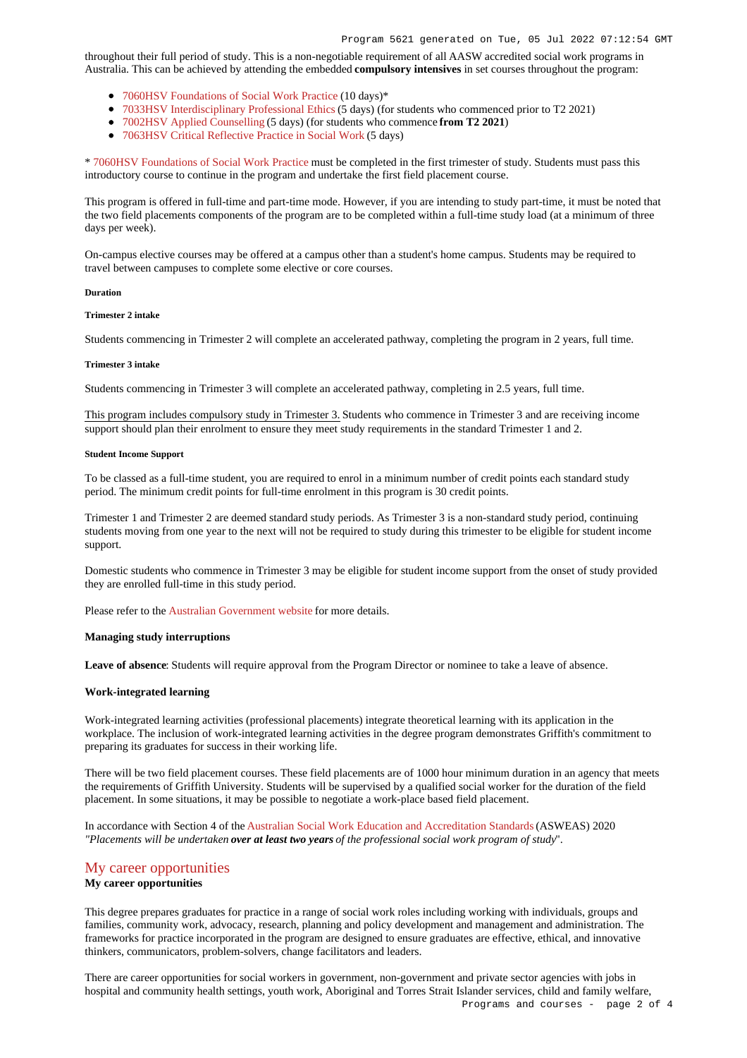throughout their full period of study. This is a non-negotiable requirement of all AASW accredited social work programs in Australia. This can be achieved by attending the embedded **compulsory intensives** in set courses throughout the program:

- 7060HSV Foundations of Social Work Practice (10 days)*
- 7033HSV Interdisciplinary Professional Ethics (5 days) (for students who commenced prior to T2 2021)
- 7002HSV Applied Counselling (5 days) (for students who commence **from T2 2021**)
- 7063HSV Critical Reflective Practice in Social Work (5 days)

* 7060HSV Foundations of Social Work Practice must be completed in the first trimester of study. Students must pass this introductory course to continue in the program and undertake the first field placement course.

This program is offered in full-time and part-time mode. However, if you are intending to study part-time, it must be noted that the two field placements components of the program are to be completed within a full-time study load (at a minimum of three days per week).

On-campus elective courses may be offered at a campus other than a student's home campus. Students may be required to travel between campuses to complete some elective or core courses.

##### Duration

##### Trimester 2 intake

Students commencing in Trimester 2 will complete an accelerated pathway, completing the program in 2 years, full time.

##### Trimester 3 intake

Students commencing in Trimester 3 will complete an accelerated pathway, completing in 2.5 years, full time.

This program includes compulsory study in Trimester 3. Students who commence in Trimester 3 and are receiving income support should plan their enrolment to ensure they meet study requirements in the standard Trimester 1 and 2.

##### Student Income Support

To be classed as a full-time student, you are required to enrol in a minimum number of credit points each standard study period. The minimum credit points for full-time enrolment in this program is 30 credit points.

Trimester 1 and Trimester 2 are deemed standard study periods. As Trimester 3 is a non-standard study period, continuing students moving from one year to the next will not be required to study during this trimester to be eligible for student income support.

Domestic students who commence in Trimester 3 may be eligible for student income support from the onset of study provided they are enrolled full-time in this study period.

Please refer to the Australian Government website for more details.

**Managing study interruptions**

**Leave of absence**: Students will require approval from the Program Director or nominee to take a leave of absence.

**Work-integrated learning**

Work-integrated learning activities (professional placements) integrate theoretical learning with its application in the workplace. The inclusion of work-integrated learning activities in the degree program demonstrates Griffith's commitment to preparing its graduates for success in their working life.

There will be two field placement courses. These field placements are of 1000 hour minimum duration in an agency that meets the requirements of Griffith University. Students will be supervised by a qualified social worker for the duration of the field placement. In some situations, it may be possible to negotiate a work-place based field placement.

In accordance with Section 4 of the Australian Social Work Education and Accreditation Standards (ASWEAS) 2020 *"Placements will be undertaken* ***over at least two years*** *of the professional social work program of study*".

## My career opportunities

**My career opportunities**

This degree prepares graduates for practice in a range of social work roles including working with individuals, groups and families, community work, advocacy, research, planning and policy development and management and administration. The frameworks for practice incorporated in the program are designed to ensure graduates are effective, ethical, and innovative thinkers, communicators, problem-solvers, change facilitators and leaders.

There are career opportunities for social workers in government, non-government and private sector agencies with jobs in hospital and community health settings, youth work, Aboriginal and Torres Strait Islander services, child and family welfare,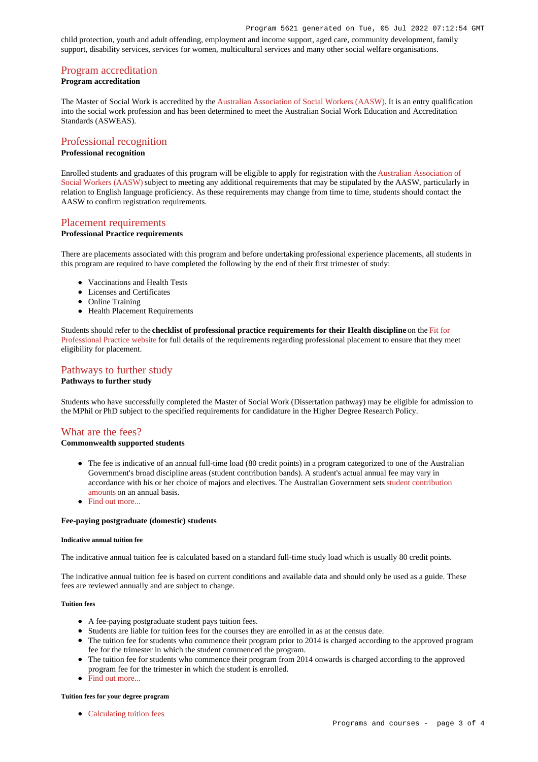child protection, youth and adult offending, employment and income support, aged care, community development, family support, disability services, services for women, multicultural services and many other social welfare organisations.

## Program accreditation

**Program accreditation**

The Master of Social Work is accredited by the Australian Association of Social Workers (AASW). It is an entry qualification into the social work profession and has been determined to meet the Australian Social Work Education and Accreditation Standards (ASWEAS).

## Professional recognition

**Professional recognition**

Enrolled students and graduates of this program will be eligible to apply for registration with the Australian Association of Social Workers (AASW) subject to meeting any additional requirements that may be stipulated by the AASW, particularly in relation to English language proficiency. As these requirements may change from time to time, students should contact the AASW to confirm registration requirements.

## Placement requirements

**Professional Practice requirements**

There are placements associated with this program and before undertaking professional experience placements, all students in this program are required to have completed the following by the end of their first trimester of study:

- Vaccinations and Health Tests
- Licenses and Certificates
- Online Training
- Health Placement Requirements

Students should refer to the **checklist of professional practice requirements for their Health discipline** on the Fit for Professional Practice website for full details of the requirements regarding professional placement to ensure that they meet eligibility for placement.

## Pathways to further study

**Pathways to further study**

Students who have successfully completed the Master of Social Work (Dissertation pathway) may be eligible for admission to the MPhil or PhD subject to the specified requirements for candidature in the Higher Degree Research Policy.

## What are the fees?

**Commonwealth supported students**

- The fee is indicative of an annual full-time load (80 credit points) in a program categorized to one of the Australian Government's broad discipline areas (student contribution bands). A student's actual annual fee may vary in accordance with his or her choice of majors and electives. The Australian Government sets student contribution amounts on an annual basis.
- Find out more...

**Fee-paying postgraduate (domestic) students**

##### Indicative annual tuition fee

The indicative annual tuition fee is calculated based on a standard full-time study load which is usually 80 credit points.

The indicative annual tuition fee is based on current conditions and available data and should only be used as a guide. These fees are reviewed annually and are subject to change.

##### Tuition fees

- A fee-paying postgraduate student pays tuition fees.
- Students are liable for tuition fees for the courses they are enrolled in as at the census date.
- The tuition fee for students who commence their program prior to 2014 is charged according to the approved program fee for the trimester in which the student commenced the program.
- The tuition fee for students who commence their program from 2014 onwards is charged according to the approved program fee for the trimester in which the student is enrolled.
- Find out more...

##### Tuition fees for your degree program

- Calculating tuition fees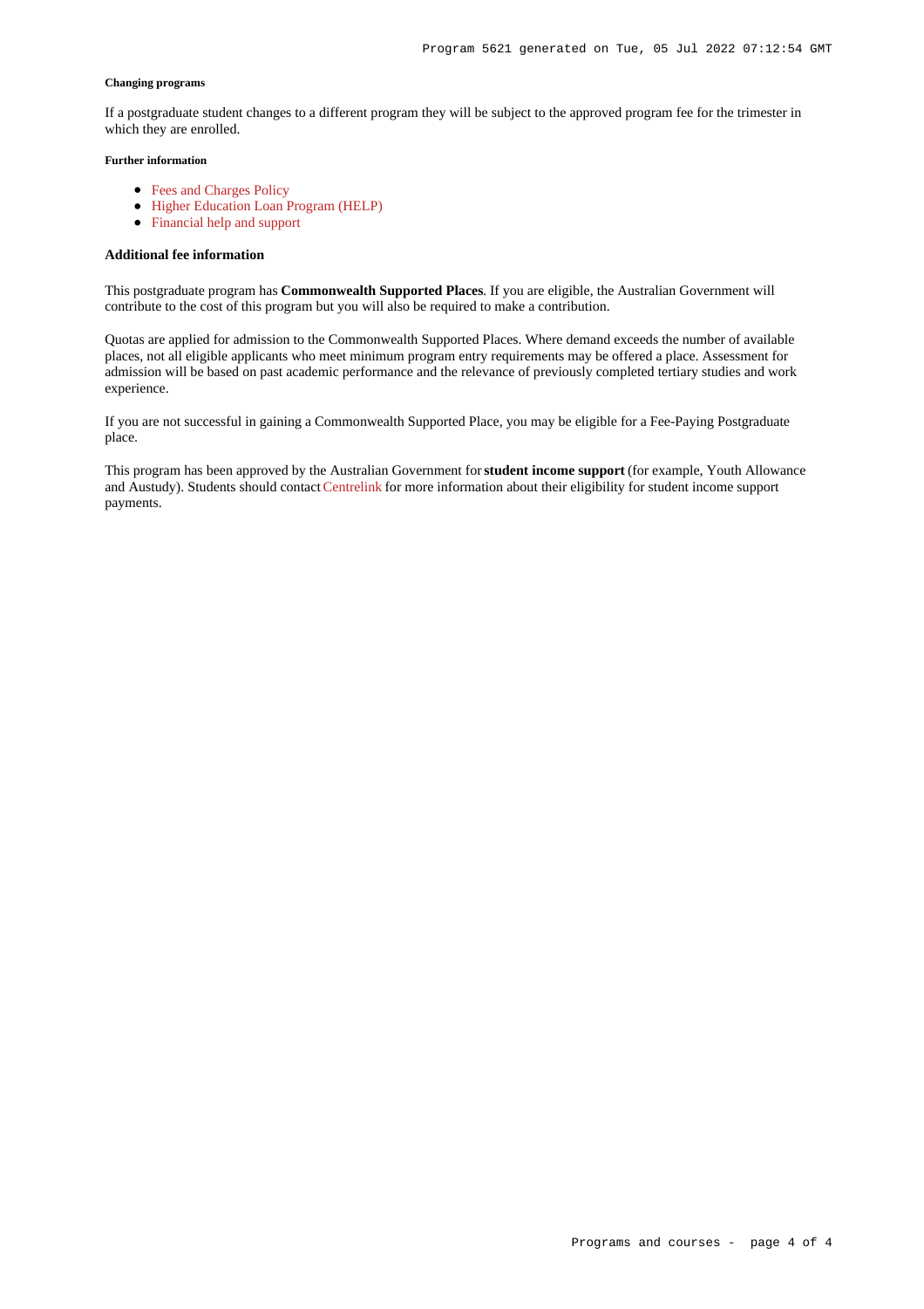#### Changing programs

If a postgraduate student changes to a different program they will be subject to the approved program fee for the trimester in which they are enrolled.

#### Further information

- Fees and Charges Policy
- Higher Education Loan Program (HELP)
- Financial help and support

### Additional fee information

This postgraduate program has **Commonwealth Supported Places**. If you are eligible, the Australian Government will contribute to the cost of this program but you will also be required to make a contribution.

Quotas are applied for admission to the Commonwealth Supported Places. Where demand exceeds the number of available places, not all eligible applicants who meet minimum program entry requirements may be offered a place. Assessment for admission will be based on past academic performance and the relevance of previously completed tertiary studies and work experience.

If you are not successful in gaining a Commonwealth Supported Place, you may be eligible for a Fee-Paying Postgraduate place.

This program has been approved by the Australian Government for **student income support** (for example, Youth Allowance and Austudy). Students should contact Centrelink for more information about their eligibility for student income support payments.